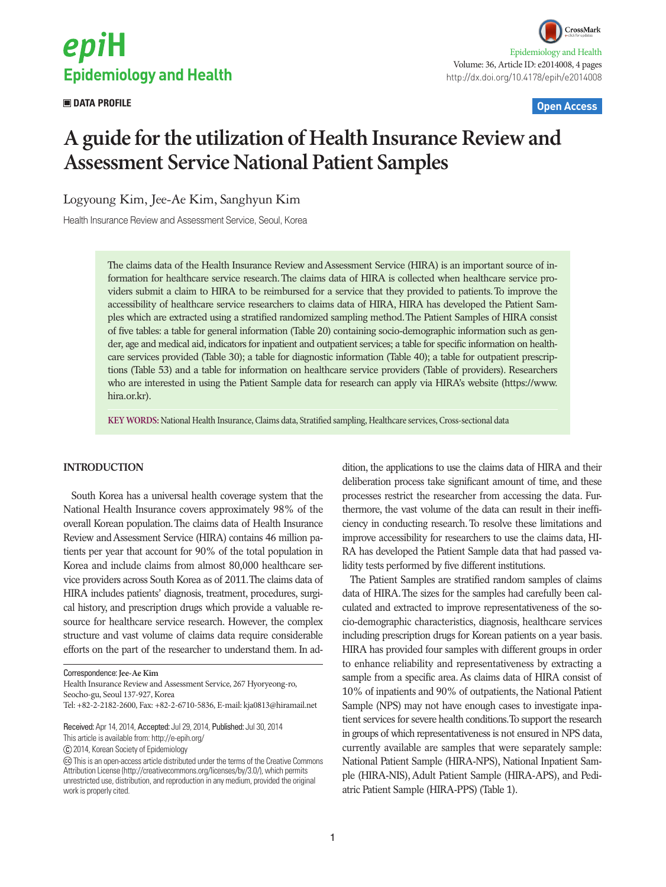DATA PROFILE

# A guide for the utilization of Health Insurance Review and Assessment Service National Patient Samples

Logyoung Kim, Jee-Ae Kim, Sanghyun Kim

Health Insurance Review and Assessment Service, Seoul, Korea

The claims data of the Health Insurance Review and Assessment Service (HIRA) is an important source of information for healthcare service research. The claims data of HIRA is collected when healthcare service providers submit a claim to HIRA to be reimbursed for a service that they provided to patients. To improve the accessibility of healthcare service researchers to claims data of HIRA, HIRA has developed the Patient Samples which are extracted using a stratified randomized sampling method. The Patient Samples of HIRA consist of five tables: a table for general information (Table 20) containing socio-demographic information such as gender, age and medical aid, indicators for inpatient and outpatient services; a table for specific information on healthcare services provided (Table 30); a table for diagnostic information (Table 40); a table for outpatient prescriptions (Table 53) and a table for information on healthcare service providers (Table of providers). Researchers who are interested in using the Patient Sample data for research can apply via HIRA's website (https://www.hira.or.kr).

**KEY WORDS:** National Health Insurance, Claims data, Stratified sampling, Healthcare services, Cross-sectional data

## INTRODUCTION

South Korea has a universal health coverage system that the National Health Insurance covers approximately 98% of the overall Korean population. The claims data of Health Insurance Review and Assessment Service (HIRA) contains 46 million patients per year that account for 90% of the total population in Korea and include claims from almost 80,000 healthcare service providers across South Korea as of 2011. The claims data of HIRA includes patients' diagnosis, treatment, procedures, surgical history, and prescription drugs which provide a valuable resource for healthcare service research. However, the complex structure and vast volume of claims data require considerable efforts on the part of the researcher to understand them. In addition, the applications to use the claims data of HIRA and their deliberation process take significant amount of time, and these processes restrict the researcher from accessing the data. Furthermore, the vast volume of the data can result in their inefficiency in conducting research. To resolve these limitations and improve accessibility for researchers to use the claims data, HIRA has developed the Patient Sample data that had passed validity tests performed by five different institutions.

The Patient Samples are stratified random samples of claims data of HIRA. The sizes for the samples had carefully been calculated and extracted to improve representativeness of the socio-demographic characteristics, diagnosis, healthcare services including prescription drugs for Korean patients on a year basis. HIRA has provided four samples with different groups in order to enhance reliability and representativeness by extracting a sample from a specific area. As claims data of HIRA consist of 10% of inpatients and 90% of outpatients, the National Patient Sample (NPS) may not have enough cases to investigate inpatient services for severe health conditions. To support the research in groups of which representativeness is not ensured in NPS data, currently available are samples that were separately sample: National Patient Sample (HIRA-NPS), National Inpatient Sample (HIRA-NIS), Adult Patient Sample (HIRA-APS), and Pediatric Patient Sample (HIRA-PPS) (Table 1).

---

Correspondence: **Jee-Ae Kim**
Health Insurance Review and Assessment Service, 267 Hyoryeong-ro, Seocho-gu, Seoul 137-927, Korea
Tel: +82-2-2182-2600, Fax: +82-2-6710-5836, E-mail: kja0813@hiramail.net

Received: Apr 14, 2014, Accepted: Jul 29, 2014, Published: Jul 30, 2014
This article is available from: http://e-epih.org/

© 2014, Korean Society of Epidemiology

This is an open-access article distributed under the terms of the Creative Commons Attribution License (http://creativecommons.org/licenses/by/3.0/), which permits unrestricted use, distribution, and reproduction in any medium, provided the original work is properly cited.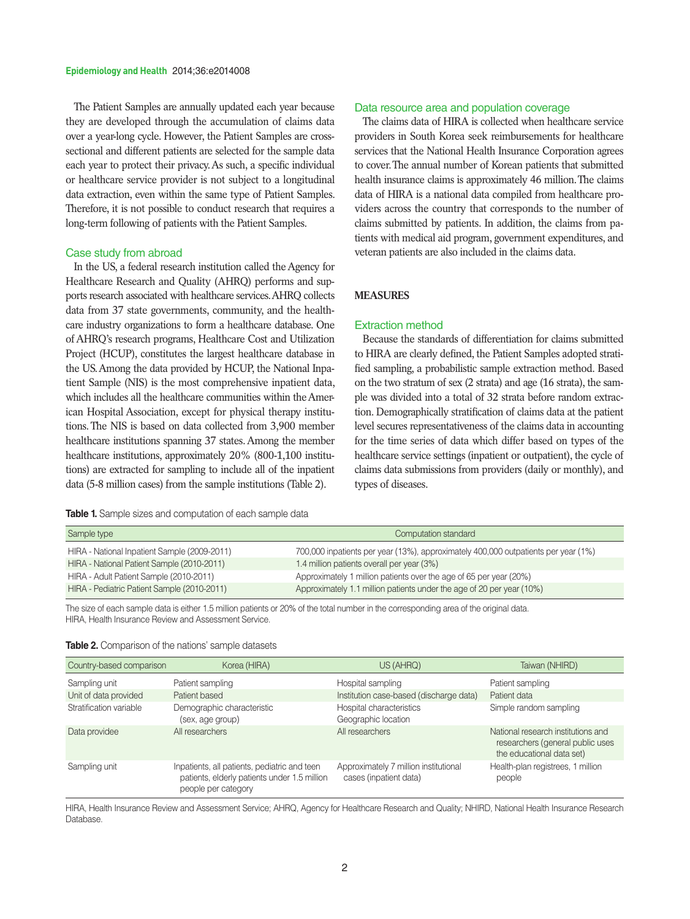The Patient Samples are annually updated each year because they are developed through the accumulation of claims data over a year-long cycle. However, the Patient Samples are cross-sectional and different patients are selected for the sample data each year to protect their privacy. As such, a specific individual or healthcare service provider is not subject to a longitudinal data extraction, even within the same type of Patient Samples. Therefore, it is not possible to conduct research that requires a long-term following of patients with the Patient Samples.

### Case study from abroad

In the US, a federal research institution called the Agency for Healthcare Research and Quality (AHRQ) performs and supports research associated with healthcare services. AHRQ collects data from 37 state governments, community, and the healthcare industry organizations to form a healthcare database. One of AHRQ's research programs, Healthcare Cost and Utilization Project (HCUP), constitutes the largest healthcare database in the US. Among the data provided by HCUP, the National Inpatient Sample (NIS) is the most comprehensive inpatient data, which includes all the healthcare communities within the American Hospital Association, except for physical therapy institutions. The NIS is based on data collected from 3,900 member healthcare institutions spanning 37 states. Among the member healthcare institutions, approximately 20% (800-1,100 institutions) are extracted for sampling to include all of the inpatient data (5-8 million cases) from the sample institutions (Table 2).

### Data resource area and population coverage

The claims data of HIRA is collected when healthcare service providers in South Korea seek reimbursements for healthcare services that the National Health Insurance Corporation agrees to cover. The annual number of Korean patients that submitted health insurance claims is approximately 46 million. The claims data of HIRA is a national data compiled from healthcare providers across the country that corresponds to the number of claims submitted by patients. In addition, the claims from patients with medical aid program, government expenditures, and veteran patients are also included in the claims data.

## MEASURES

### Extraction method

Because the standards of differentiation for claims submitted to HIRA are clearly defined, the Patient Samples adopted stratified sampling, a probabilistic sample extraction method. Based on the two stratum of sex (2 strata) and age (16 strata), the sample was divided into a total of 32 strata before random extraction. Demographically stratification of claims data at the patient level secures representativeness of the claims data in accounting for the time series of data which differ based on types of the healthcare service settings (inpatient or outpatient), the cycle of claims data submissions from providers (daily or monthly), and types of diseases.

**Table 1.** Sample sizes and computation of each sample data

| Sample type | Computation standard |
|---|---|
| HIRA - National Inpatient Sample (2009-2011) | 700,000 inpatients per year (13%), approximately 400,000 outpatients per year (1%) |
| HIRA - National Patient Sample (2010-2011) | 1.4 million patients overall per year (3%) |
| HIRA - Adult Patient Sample (2010-2011) | Approximately 1 million patients over the age of 65 per year (20%) |
| HIRA - Pediatric Patient Sample (2010-2011) | Approximately 1.1 million patients under the age of 20 per year (10%) |

The size of each sample data is either 1.5 million patients or 20% of the total number in the corresponding area of the original data.
HIRA, Health Insurance Review and Assessment Service.

**Table 2.** Comparison of the nations' sample datasets

| Country-based comparison | Korea (HIRA) | US (AHRQ) | Taiwan (NHIRD) |
|---|---|---|---|
| Sampling unit | Patient sampling | Hospital sampling | Patient sampling |
| Unit of data provided | Patient based | Institution case-based (discharge data) | Patient data |
| Stratification variable | Demographic characteristic (sex, age group) | Hospital characteristics Geographic location | Simple random sampling |
| Data providee | All researchers | All researchers | National research institutions and researchers (general public uses the educational data set) |
| Sampling unit | Inpatients, all patients, pediatric and teen patients, elderly patients under 1.5 million people per category | Approximately 7 million institutional cases (inpatient data) | Health-plan registrees, 1 million people |

HIRA, Health Insurance Review and Assessment Service; AHRQ, Agency for Healthcare Research and Quality; NHIRD, National Health Insurance Research Database.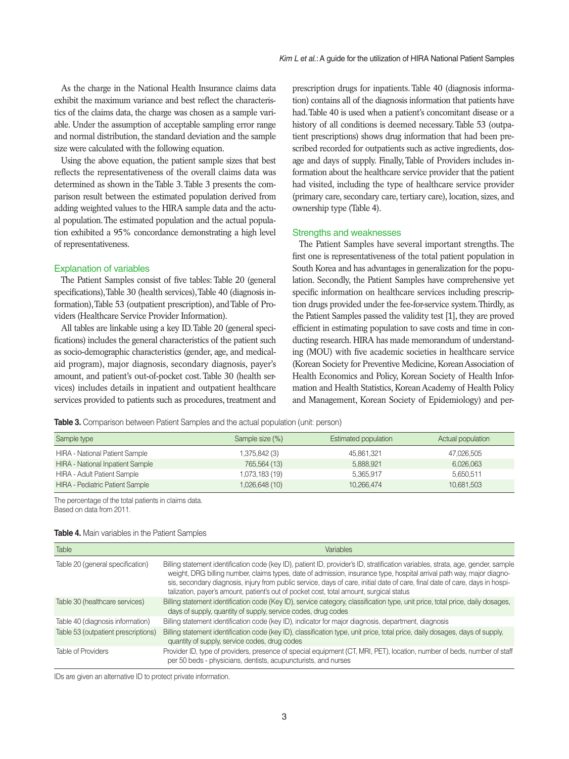As the charge in the National Health Insurance claims data exhibit the maximum variance and best reflect the characteristics of the claims data, the charge was chosen as a sample variable. Under the assumption of acceptable sampling error range and normal distribution, the standard deviation and the sample size were calculated with the following equation.

Using the above equation, the patient sample sizes that best reflects the representativeness of the overall claims data was determined as shown in the Table 3. Table 3 presents the comparison result between the estimated population derived from adding weighted values to the HIRA sample data and the actual population. The estimated population and the actual population exhibited a 95% concordance demonstrating a high level of representativeness.

## Explanation of variables

The Patient Samples consist of five tables: Table 20 (general specifications), Table 30 (health services), Table 40 (diagnosis information), Table 53 (outpatient prescription), and Table of Providers (Healthcare Service Provider Information).

All tables are linkable using a key ID. Table 20 (general specifications) includes the general characteristics of the patient such as socio-demographic characteristics (gender, age, and medical-aid program), major diagnosis, secondary diagnosis, payer's amount, and patient's out-of-pocket cost. Table 30 (health services) includes details in inpatient and outpatient healthcare services provided to patients such as procedures, treatment and prescription drugs for inpatients. Table 40 (diagnosis information) contains all of the diagnosis information that patients have had. Table 40 is used when a patient's concomitant disease or a history of all conditions is deemed necessary. Table 53 (outpatient prescriptions) shows drug information that had been prescribed recorded for outpatients such as active ingredients, dosage and days of supply. Finally, Table of Providers includes information about the healthcare service provider that the patient had visited, including the type of healthcare service provider (primary care, secondary care, tertiary care), location, sizes, and ownership type (Table 4).

## Strengths and weaknesses

The Patient Samples have several important strengths. The first one is representativeness of the total patient population in South Korea and has advantages in generalization for the population. Secondly, the Patient Samples have comprehensive yet specific information on healthcare services including prescription drugs provided under the fee-for-service system. Thirdly, as the Patient Samples passed the validity test [1], they are proved efficient in estimating population to save costs and time in conducting research. HIRA has made memorandum of understanding (MOU) with five academic societies in healthcare service (Korean Society for Preventive Medicine, Korean Association of Health Economics and Policy, Korean Society of Health Information and Health Statistics, Korean Academy of Health Policy and Management, Korean Society of Epidemiology) and per-

**Table 3.** Comparison between Patient Samples and the actual population (unit: person)

| Sample type | Sample size (%) | Estimated population | Actual population |
|---|---|---|---|
| HIRA - National Patient Sample | 1,375,842 (3) | 45,861,321 | 47,026,505 |
| HIRA - National Inpatient Sample | 765,564 (13) | 5,888,921 | 6,026,063 |
| HIRA - Adult Patient Sample | 1,073,183 (19) | 5,365,917 | 5,650,511 |
| HIRA - Pediatric Patient Sample | 1,026,648 (10) | 10,266,474 | 10,681,503 |

The percentage of the total patients in claims data.
Based on data from 2011.

**Table 4.** Main variables in the Patient Samples

| Table | Variables |
|---|---|
| Table 20 (general specification) | Billing statement identification code (key ID), patient ID, provider's ID, stratification variables, strata, age, gender, sample weight, DRG billing number, claims types, date of admission, insurance type, hospital arrival path way, major diagnosis, secondary diagnosis, injury from public service, days of care, initial date of care, final date of care, days in hospitalization, payer's amount, patient's out of pocket cost, total amount, surgical status |
| Table 30 (healthcare services) | Billing statement identification code (Key ID), service category, classification type, unit price, total price, daily dosages, days of supply, quantity of supply, service codes, drug codes |
| Table 40 (diagnosis information) | Billing statement identification code (key ID), indicator for major diagnosis, department, diagnosis |
| Table 53 (outpatient prescriptions) | Billing statement identification code (key ID), classification type, unit price, total price, daily dosages, days of supply, quantity of supply, service codes, drug codes |
| Table of Providers | Provider ID, type of providers, presence of special equipment (CT, MRI, PET), location, number of beds, number of staff per 50 beds - physicians, dentists, acupuncturists, and nurses |

IDs are given an alternative ID to protect private information.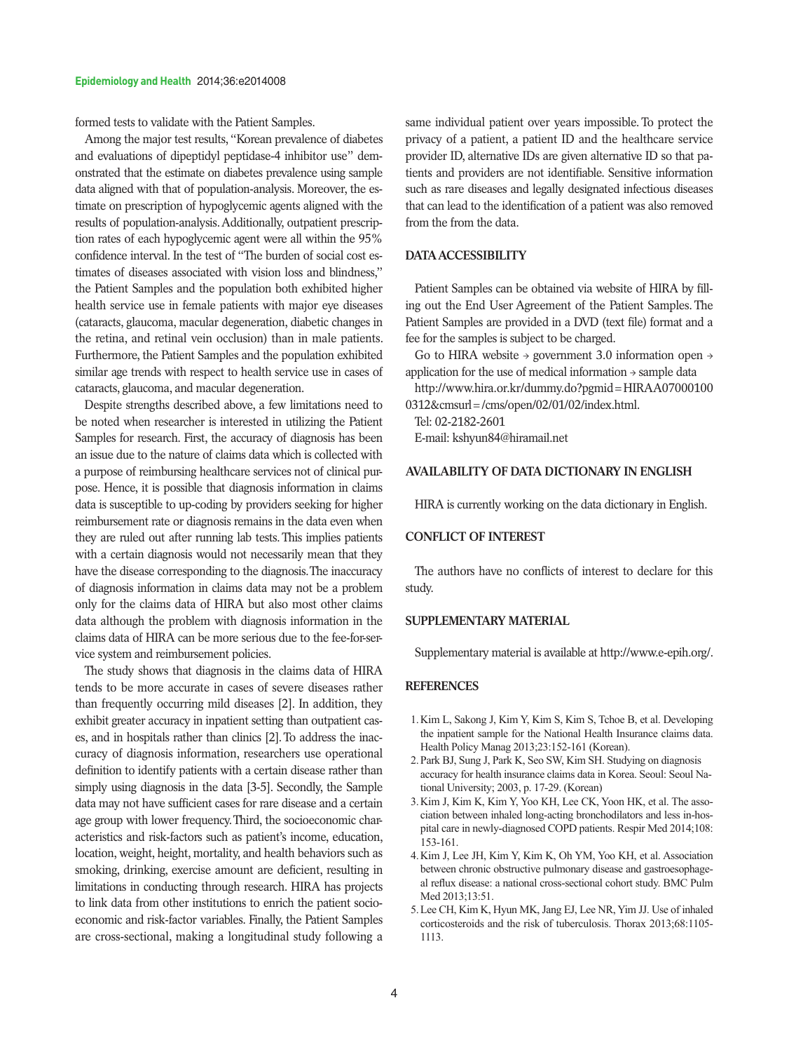formed tests to validate with the Patient Samples.

Among the major test results, "Korean prevalence of diabetes and evaluations of dipeptidyl peptidase-4 inhibitor use" demonstrated that the estimate on diabetes prevalence using sample data aligned with that of population-analysis. Moreover, the estimate on prescription of hypoglycemic agents aligned with the results of population-analysis. Additionally, outpatient prescription rates of each hypoglycemic agent were all within the 95% confidence interval. In the test of "The burden of social cost estimates of diseases associated with vision loss and blindness," the Patient Samples and the population both exhibited higher health service use in female patients with major eye diseases (cataracts, glaucoma, macular degeneration, diabetic changes in the retina, and retinal vein occlusion) than in male patients. Furthermore, the Patient Samples and the population exhibited similar age trends with respect to health service use in cases of cataracts, glaucoma, and macular degeneration.

Despite strengths described above, a few limitations need to be noted when researcher is interested in utilizing the Patient Samples for research. First, the accuracy of diagnosis has been an issue due to the nature of claims data which is collected with a purpose of reimbursing healthcare services not of clinical purpose. Hence, it is possible that diagnosis information in claims data is susceptible to up-coding by providers seeking for higher reimbursement rate or diagnosis remains in the data even when they are ruled out after running lab tests. This implies patients with a certain diagnosis would not necessarily mean that they have the disease corresponding to the diagnosis. The inaccuracy of diagnosis information in claims data may not be a problem only for the claims data of HIRA but also most other claims data although the problem with diagnosis information in the claims data of HIRA can be more serious due to the fee-for-service system and reimbursement policies.

The study shows that diagnosis in the claims data of HIRA tends to be more accurate in cases of severe diseases rather than frequently occurring mild diseases [2]. In addition, they exhibit greater accuracy in inpatient setting than outpatient cases, and in hospitals rather than clinics [2]. To address the inaccuracy of diagnosis information, researchers use operational definition to identify patients with a certain disease rather than simply using diagnosis in the data [3-5]. Secondly, the Sample data may not have sufficient cases for rare disease and a certain age group with lower frequency. Third, the socioeconomic characteristics and risk-factors such as patient's income, education, location, weight, height, mortality, and health behaviors such as smoking, drinking, exercise amount are deficient, resulting in limitations in conducting through research. HIRA has projects to link data from other institutions to enrich the patient socioeconomic and risk-factor variables. Finally, the Patient Samples are cross-sectional, making a longitudinal study following a same individual patient over years impossible. To protect the privacy of a patient, a patient ID and the healthcare service provider ID, alternative IDs are given alternative ID so that patients and providers are not identifiable. Sensitive information such as rare diseases and legally designated infectious diseases that can lead to the identification of a patient was also removed from the from the data.

## DATA ACCESSIBILITY

Patient Samples can be obtained via website of HIRA by filling out the End User Agreement of the Patient Samples. The Patient Samples are provided in a DVD (text file) format and a fee for the samples is subject to be charged.

Go to HIRA website → government 3.0 information open → application for the use of medical information → sample data

http://www.hira.or.kr/dummy.do?pgmid=HIRAA070001000312&cmsurl=/cms/open/02/01/02/index.html.

Tel: 02-2182-2601

E-mail: kshyun84@hiramail.net

## AVAILABILITY OF DATA DICTIONARY IN ENGLISH

HIRA is currently working on the data dictionary in English.

## CONFLICT OF INTEREST

The authors have no conflicts of interest to declare for this study.

## SUPPLEMENTARY MATERIAL

Supplementary material is available at http://www.e-epih.org/.

## REFERENCES

1. Kim L, Sakong J, Kim Y, Kim S, Kim S, Tchoe B, et al. Developing the inpatient sample for the National Health Insurance claims data. Health Policy Manag 2013;23:152-161 (Korean).
2. Park BJ, Sung J, Park K, Seo SW, Kim SH. Studying on diagnosis accuracy for health insurance claims data in Korea. Seoul: Seoul National University; 2003, p. 17-29. (Korean)
3. Kim J, Kim K, Kim Y, Yoo KH, Lee CK, Yoon HK, et al. The association between inhaled long-acting bronchodilators and less in-hospital care in newly-diagnosed COPD patients. Respir Med 2014;108:153-161.
4. Kim J, Lee JH, Kim Y, Kim K, Oh YM, Yoo KH, et al. Association between chronic obstructive pulmonary disease and gastroesophageal reflux disease: a national cross-sectional cohort study. BMC Pulm Med 2013;13:51.
5. Lee CH, Kim K, Hyun MK, Jang EJ, Lee NR, Yim JJ. Use of inhaled corticosteroids and the risk of tuberculosis. Thorax 2013;68:1105-1113.